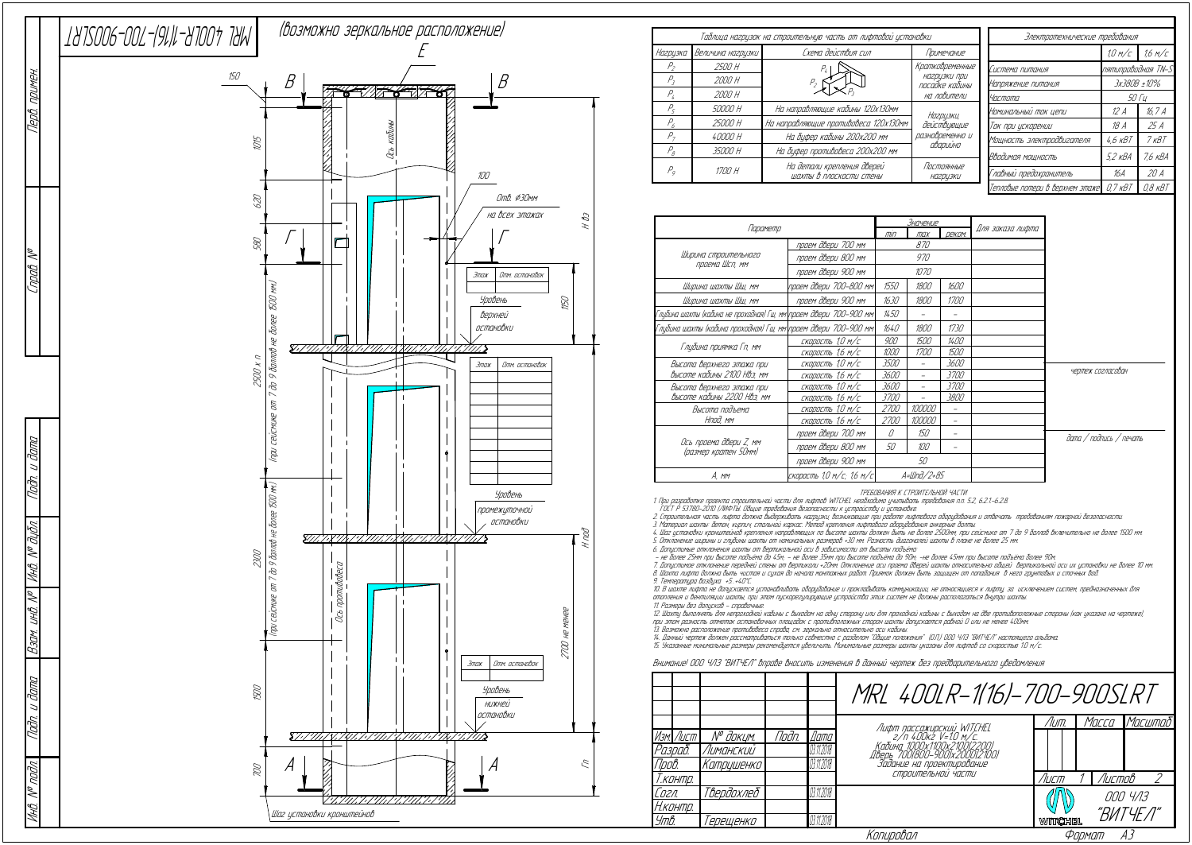MRL 400LR-1(16)-700-900SLRT

(возможно зеркальное расположение)

## Таблица нагрузок на строительную часть от лифтовой установки

| Нагрузка | Величина нагрузки | Схема действия сил | Примечание |
|---|---|---|---|
| $P_2$ | 2500 Н | | Кратковременные нагрузки при посадке кабины на ловители |
| $P_3$ | 2000 Н | | |
| $P_4$ | 2000 Н | | |
| $P_5$ | 50000 Н | На направляющие кабины 120х130мм | Нагрузки, действующие разновременно и аварийно |
| $P_6$ | 25000 Н | На направляющие противовеса 120х130мм | |
| $P_7$ | 40000 Н | На буфер кабины 200х200 мм | |
| $P_8$ | 35000 Н | На буфер противовеса 200х200 мм | |
| $P_9$ | 1700 Н | На детали крепления дверей шахты в плоскости стены | Постоянные нагрузки |

## Электротехнические требования

| | 1,0 м/с | 1,6 м/с |
|---|---|---|
| Система питания | пятипроводная TN-S | |
| Напряжение питания | 3х380В ±10% | |
| Частота | 50 Гц | |
| Номинальный ток цепи | 12 А | 16,7 А |
| Ток при ускорении | 18 А | 25 А |
| Мощность электродвигателя | 4,6 кВт | 7 кВт |
| Вводимая мощность | 5,2 кВА | 7,6 кВА |
| Главный предохранитель | 16А | 20 А |
| Тепловые потери в верхнем этаже | 0,7 кВт | 0,8 кВт |

| Параметр | | Значение min | Значение max | Значение реком. | Для заказа лифта |
|---|---|---|---|---|---|
| Ширина строительного проема Шсп, мм | проем двери 700 мм | 870 | | | |
| | проем двери 800 мм | 970 | | | |
| | проем двери 900 мм | 1070 | | | |
| Ширина шахты Шш, мм | проем двери 700-800 мм | 1550 | 1800 | 1600 | |
| Ширина шахты Шш, мм | проем двери 900 мм | 1630 | 1800 | 1700 | |
| Глубина шахты (кабина не проходная) Гш, мм | проем двери 700-900 мм | 1450 | - | - | |
| Глубина шахты (кабина проходная) Гш, мм | проем двери 700-900 мм | 1640 | 1800 | 1730 | |
| Глубина приямка Гп, мм | скорость 1,0 м/с | 900 | 1500 | 1400 | |
| | скорость 1,6 м/с | 1000 | 1700 | 1500 | |
| Высота верхнего этажа при высоте кабины 2100 Нвэ, мм | скорость 1,0 м/с | 3500 | - | 3600 | |
| | скорость 1,6 м/с | 3600 | - | 3700 | |
| Высота верхнего этажа при высоте кабины 2200 Нвэ, мм | скорость 1,0 м/с | 3600 | - | 3700 | |
| | скорость 1,6 м/с | 3700 | - | 3800 | |
| Высота подъема Нпод, мм | скорость 1,0 м/с | 2700 | 100000 | - | |
| | скорость 1,6 м/с | 2700 | 100000 | - | |
| Ось проема двери Z, мм (размер кратен 50мм) | проем двери 700 мм | 0 | 150 | - | |
| | проем двери 800 мм | 50 | 100 | - | |
| | проем двери 900 мм | 50 | | | |
| А, мм | скорость 1,0 м/с, 1,6 м/с | А=Шп/2+85 | | | |

чертеж согласован

дата / подпись / печать

## ТРЕБОВАНИЯ К СТРОИТЕЛЬНОЙ ЧАСТИ

1. При разработке проекта строительной части для лифтов WITCHEL необходимо учитывать требования пп. 5.2, 6.2.1-6.2.8. ГОСТ Р 53780-2010 (ЛИФТЫ. Общие требования безопасности к устройству и установке.
2. Строительная часть лифта должна выдерживать нагрузки, возникающие при работе лифтового оборудования и отвечать требованиям пожарной безопасности.
3. Материал шахты: бетон, кирпич, стальной каркас. Метод крепления лифтового оборудования анкерные болты.
4. Шаг установки кронштейнов крепления направляющих по высоте шахты должен быть не более 2500мм, при сейсмике от 7 до 9 баллов включительно не более 1500 мм.
5. Отклонение ширины и глубины шахты от номинальных размеров +30 мм. Разность диагоналей шахты в плане не более 25 мм.
6. Допустимые отклонения шахты от вертикальной оси в зависимости от высоты подъема:
 – не более 25мм при высоте подъема до 45м, – не более 35мм при высоте подъема до 90м, –не более 45мм при высоте подъема более 90м.
7. Допустимое отклонение передней стены от вертикали +20мм. Отклонение оси проема двери шахты относительно общей вертикальной оси их установки не более 10 мм.
8. Шахта лифта должна быть чистая и сухая до начала монтажных работ. Приямок должен быть защищен от попадания в него грунтовых и сточных вод.
9. Температура воздуха: +5...+40°C.
10. В шахте лифта не допускается устанавливать оборудование и прокладывать коммуникации, не относящиеся к лифту, за исключением систем, предназначенных для отопления и вентиляции шахты, при этом пускорегулирующие устройства этих систем не должны располагаться внутри шахты.
11. Размеры без допусков – справочные.
12. Шахту выполнять: для непроходной кабины с выходом на одну сторону или для проходной кабины с выходом на две противоположные стороны (как указано на чертеже), при этом разность отметок остановочных площадок с противоположных сторон шахты допускается равной 0 или не менее 400мм.
13. Возможно расположение противовеса справа, см. зеркально относительно оси кабины.
14. Данный чертеж должен рассматриваться только совместно с разделом "Общие положения" (ОП) ООО ЧЛЗ "ВИТЧЕЛ" настоящего альбома.
15. Указанные минимальные размеры шахты указаны для лифтов со скоростью 1,0 м/с.

Внимание! ООО ЧЛЗ "ВИТЧЕЛ" вправе вносить изменения в данный чертеж без предварительного уведомления

## MRL 400LR-1(16)-700-900SLRT

Лифт пассажирский WITCHEL г/п 400кг V=1,0 м/с. Кабина 1000х1100х2100(2200) Дверь 700(800-900)х2000(2100) Задание на проектирование строительной части

| Изм. | Лист | № докум. | Подп. | Дата |
|---|---|---|---|---|
| Разраб. | | Лиманский | | 03.11.2018 |
| Пров. | | Катрущенко | | 03.11.2018 |
| Т.контр. | | | | |
| Согл. | | Твердохлеб | | 03.11.2018 |
| Н.контр. | | | | |
| Утв. | | Терещенко | | 03.11.2018 |

Лит. | Масса | Масштаб

Лист 1 | Листов 2

ООО ЧЛЗ "ВИТЧЕЛ"

Копировал | Формат А3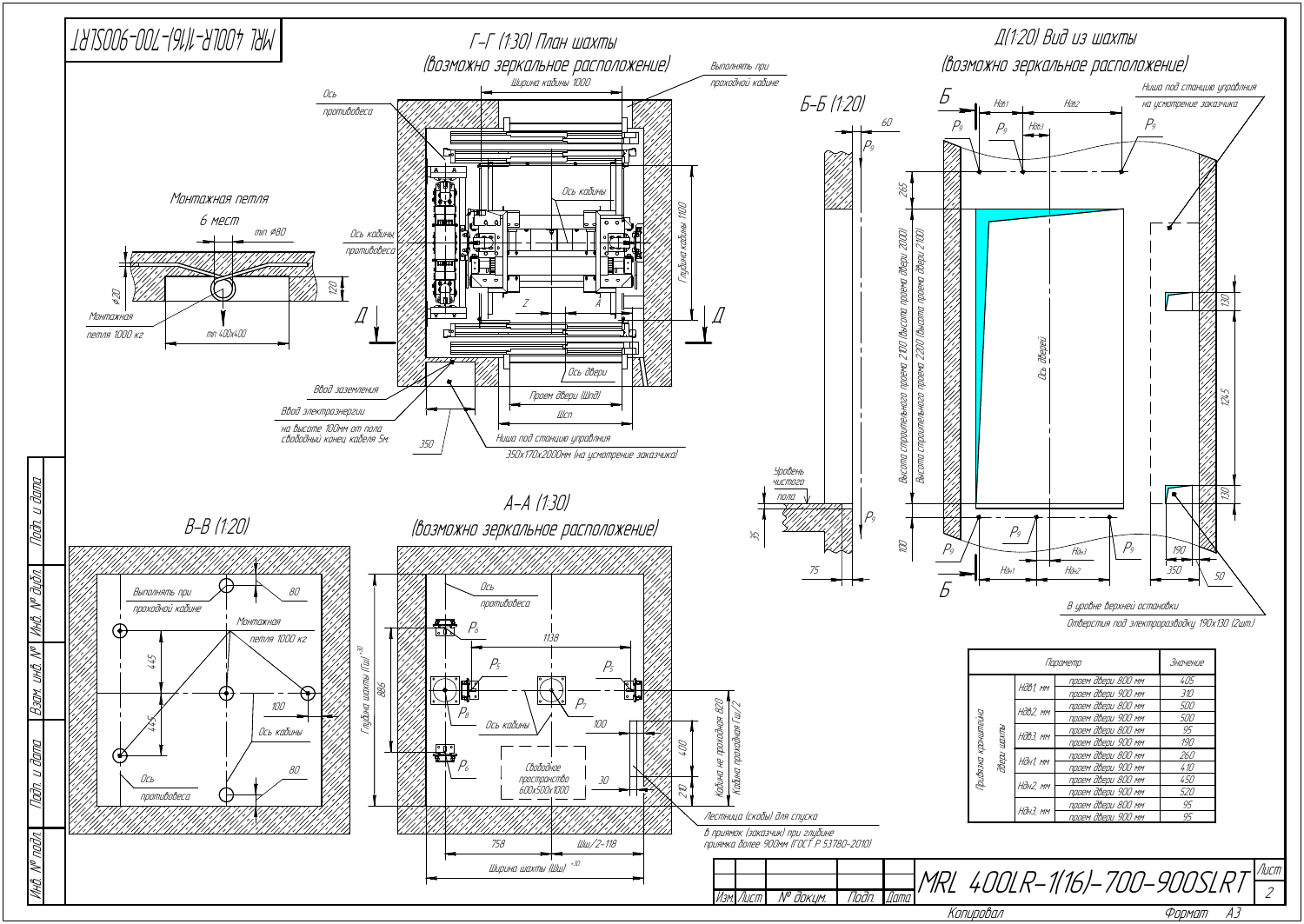MRL 400LR-1(16)-700-900SLRT

## Г–Г (1:30) План шахты (возможно зеркальное расположение)

Ось противовеса

Ширина кабины 1000

Выполнять при проходной кабине

Ось кабины

Глубина кабины 1100

Ось кабины, противовеса

Д

Д

Z

A

Ось двери

Проем двери (Шдп)

Шсп

Ввод заземления

Ввод электроэнергии на высоте 100мм от пола свободный конец кабеля 5м.

350

Ниша под станцию управления 350х170х2000мм (на усмотрение заказчика)

### Монтажная петля 6 мест

min Ø80

Ø20

120

Монтажная петля 1000 кг

min 400х400

## Б–Б (1:20)

60

$P_9$

265

35

Уровень чистого пола

75

$P_9$

## Д(1:20) Вид из шахты (возможно зеркальное расположение)

Б

Нвв1

Нвв2

Нвв3

$P_9$

Ниша под станцию управления на усмотрение заказчика

Высота строительного проема 2100 (Высота проема двери 2000)

Высота строительного проема 2200 (Высота проема двери 2100)

Ось двери

130

1245

130

100

$P_9$

Нвн1

Нвн2

Нвн3

190

350

50

Б

В уровне верхней остановки

Отверстия под электроразводку 190х130 (2шт.)

## В–В (1:20)

Выполнять при проходной кабине

80

Монтажная петля 1000 кг

445

445

100

Ось кабины

Ось противовеса

80

## А–А (1:30) (возможно зеркальное расположение)

Ось противовеса

$P_6$

1138

$P_5$

$P_5$

$P_8$

$P_7$

Ось кабины

100

$P_6$

Глубина шахты (Гш) $^{+30}$

886

Кабина не проходная 820

Кабина проходная Гш/2

400

210

Свободное пространство 600х500х1000

30

758

Шш/2-118

Ширина шахты (Шш) $^{+30}$

Лестница (скобы) для спуска в приямок (заказчик) при глубине приямка более 900мм (ГОСТ Р 53780-2010)

| Параметр | | | Значение |
|---|---|---|---|
| Привязка кронштейна двери шахты | Нвв1, мм | проем двери 800 мм | 405 |
| | | проем двери 900 мм | 310 |
| | Нвв2, мм | проем двери 800 мм | 500 |
| | | проем двери 900 мм | 500 |
| | Нвв3, мм | проем двери 800 мм | 95 |
| | | проем двери 900 мм | 190 |
| | Нвн1, мм | проем двери 800 мм | 260 |
| | | проем двери 900 мм | 410 |
| | Нвн2, мм | проем двери 800 мм | 450 |
| | | проем двери 900 мм | 520 |
| | Нвн3, мм | проем двери 800 мм | 95 |
| | | проем двери 900 мм | 95 |

| Изм | Лист | № докум. | Подп. | Дата | MRL 400LR-1(16)-700-900SLRT | Лист 2 |
|---|---|---|---|---|---|---|

Инв. № подл. | Подп. и дата | Взам. инв. № | Инв. № дубл. | Подп. и дата

Копировал | Формат А3